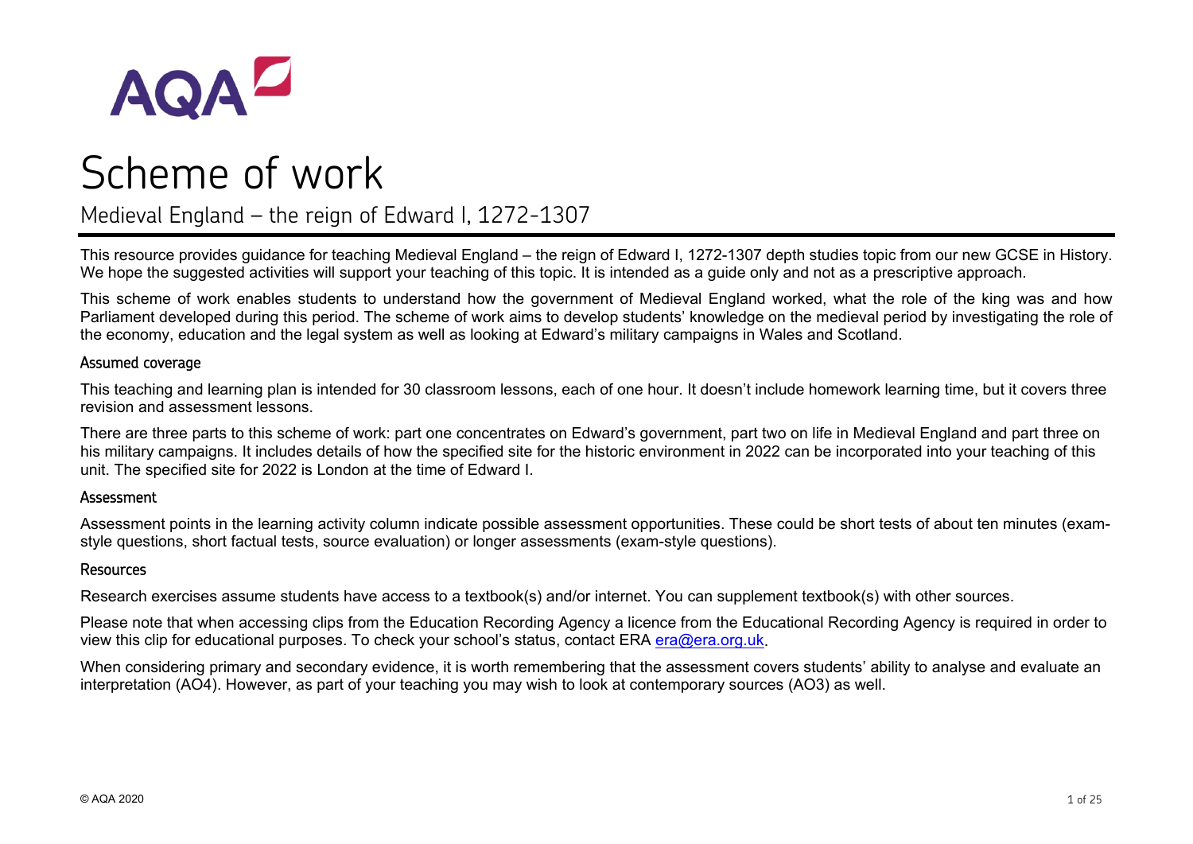# Scheme of work

## Medieval England – the reign of Edward I, 1272-1307

This resource provides guidance for teaching Medieval England – the reign of Edward I, 1272-1307 depth studies topic from our new GCSE in History. We hope the suggested activities will support your teaching of this topic. It is intended as a guide only and not as a prescriptive approach.

This scheme of work enables students to understand how the government of Medieval England worked, what the role of the king was and how Parliament developed during this period. The scheme of work aims to develop students' knowledge on the medieval period by investigating the role of the economy, education and the legal system as well as looking at Edward's military campaigns in Wales and Scotland.

### Assumed coverage

This teaching and learning plan is intended for 30 classroom lessons, each of one hour. It doesn't include homework learning time, but it covers three revision and assessment lessons.

There are three parts to this scheme of work: part one concentrates on Edward's government, part two on life in Medieval England and part three on his military campaigns. It includes details of how the specified site for the historic environment in 2022 can be incorporated into your teaching of this unit. The specified site for 2022 is London at the time of Edward I.

### Assessment

Assessment points in the learning activity column indicate possible assessment opportunities. These could be short tests of about ten minutes (exam-style questions, short factual tests, source evaluation) or longer assessments (exam-style questions).

### Resources

Research exercises assume students have access to a textbook(s) and/or internet. You can supplement textbook(s) with other sources.

Please note that when accessing clips from the Education Recording Agency a licence from the Educational Recording Agency is required in order to view this clip for educational purposes. To check your school's status, contact ERA era@era.org.uk.

When considering primary and secondary evidence, it is worth remembering that the assessment covers students' ability to analyse and evaluate an interpretation (AO4). However, as part of your teaching you may wish to look at contemporary sources (AO3) as well.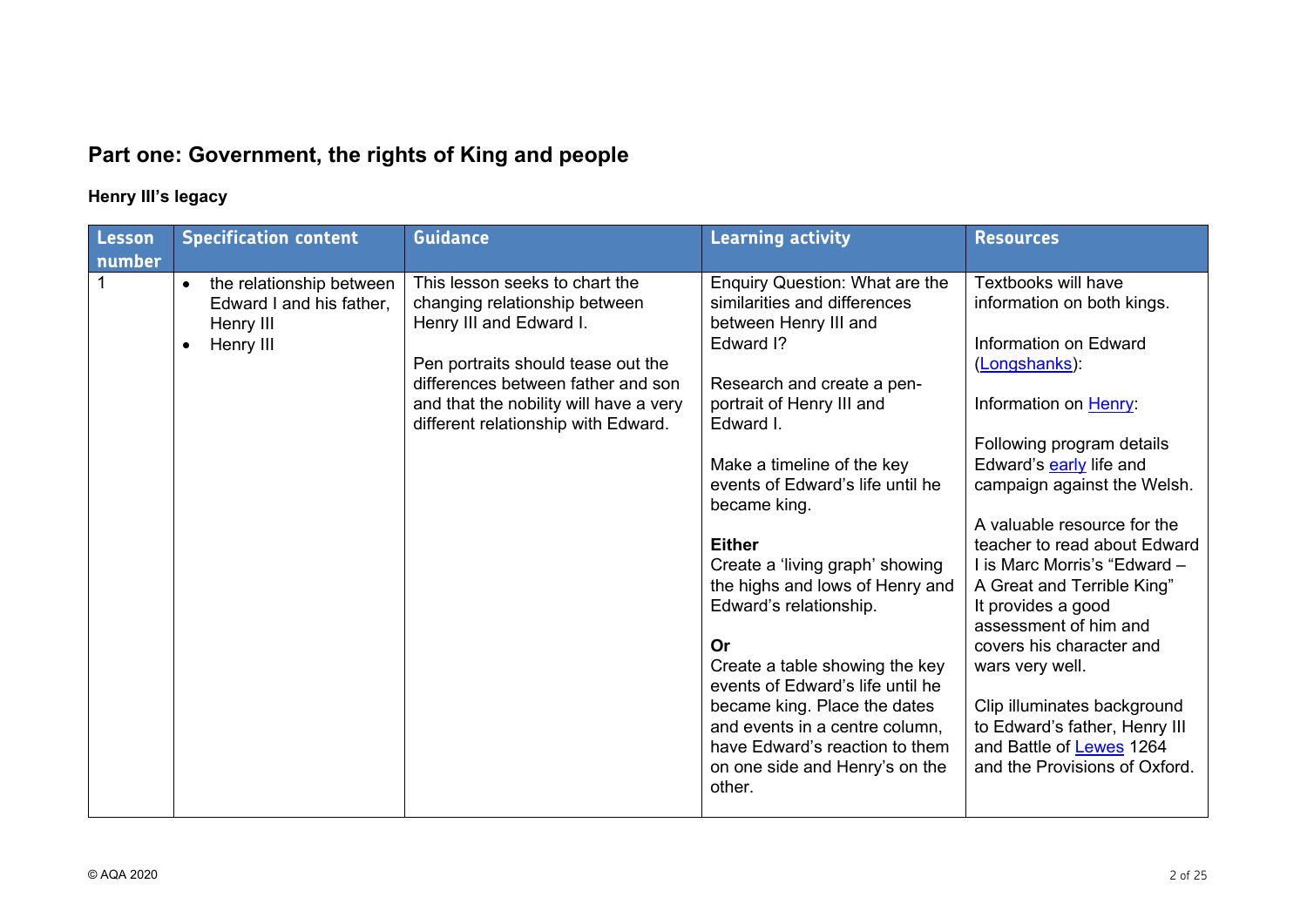## Part one: Government, the rights of King and people

### Henry III's legacy

| Lesson number | Specification content | Guidance | Learning activity | Resources |
|---|---|---|---|---|
| 1 | • the relationship between Edward I and his father, Henry III<br>• Henry III | This lesson seeks to chart the changing relationship between Henry III and Edward I.<br><br>Pen portraits should tease out the differences between father and son and that the nobility will have a very different relationship with Edward. | Enquiry Question: What are the similarities and differences between Henry III and Edward I?<br><br>Research and create a pen-portrait of Henry III and Edward I.<br><br>Make a timeline of the key events of Edward's life until he became king.<br><br>**Either**<br>Create a 'living graph' showing the highs and lows of Henry and Edward's relationship.<br><br>**Or**<br>Create a table showing the key events of Edward's life until he became king. Place the dates and events in a centre column, have Edward's reaction to them on one side and Henry's on the other. | Textbooks will have information on both kings.<br><br>Information on Edward (Longshanks):<br><br>Information on Henry:<br><br>Following program details Edward's early life and campaign against the Welsh.<br><br>A valuable resource for the teacher to read about Edward I is Marc Morris's "Edward – A Great and Terrible King" It provides a good assessment of him and covers his character and wars very well.<br><br>Clip illuminates background to Edward's father, Henry III and Battle of Lewes 1264 and the Provisions of Oxford. |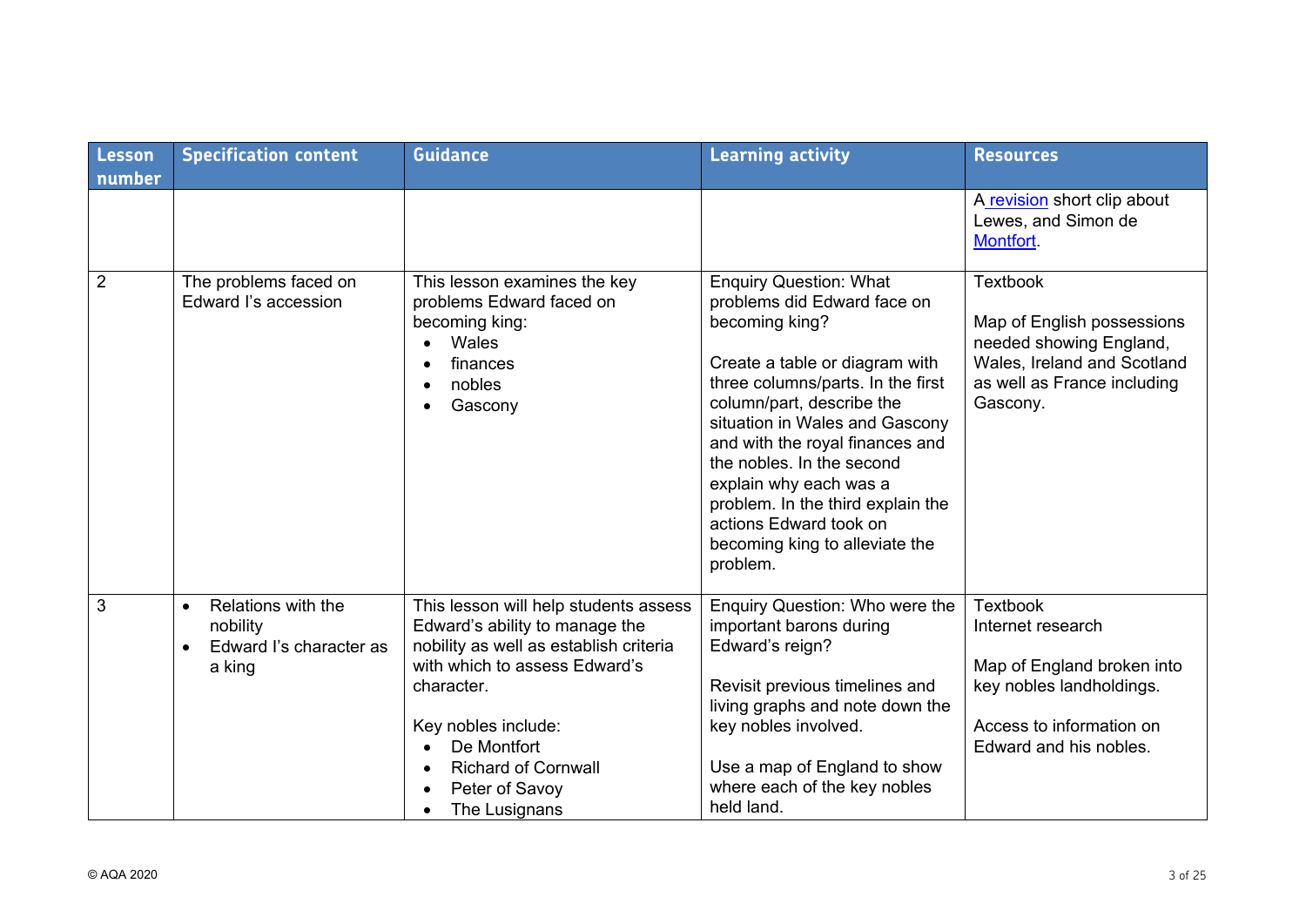| Lesson number | Specification content | Guidance | Learning activity | Resources |
|---|---|---|---|---|
| | | | | A revision short clip about Lewes, and Simon de Montfort. |
| 2 | The problems faced on Edward I's accession | This lesson examines the key problems Edward faced on becoming king:<br>• Wales<br>• finances<br>• nobles<br>• Gascony | Enquiry Question: What problems did Edward face on becoming king?<br><br>Create a table or diagram with three columns/parts. In the first column/part, describe the situation in Wales and Gascony and with the royal finances and the nobles. In the second explain why each was a problem. In the third explain the actions Edward took on becoming king to alleviate the problem. | Textbook<br><br>Map of English possessions needed showing England, Wales, Ireland and Scotland as well as France including Gascony. |
| 3 | • Relations with the nobility<br>• Edward I's character as a king | This lesson will help students assess Edward's ability to manage the nobility as well as establish criteria with which to assess Edward's character.<br><br>Key nobles include:<br>• De Montfort<br>• Richard of Cornwall<br>• Peter of Savoy<br>• The Lusignans | Enquiry Question: Who were the important barons during Edward's reign?<br><br>Revisit previous timelines and living graphs and note down the key nobles involved.<br><br>Use a map of England to show where each of the key nobles held land. | Textbook<br>Internet research<br><br>Map of England broken into key nobles landholdings.<br><br>Access to information on Edward and his nobles. |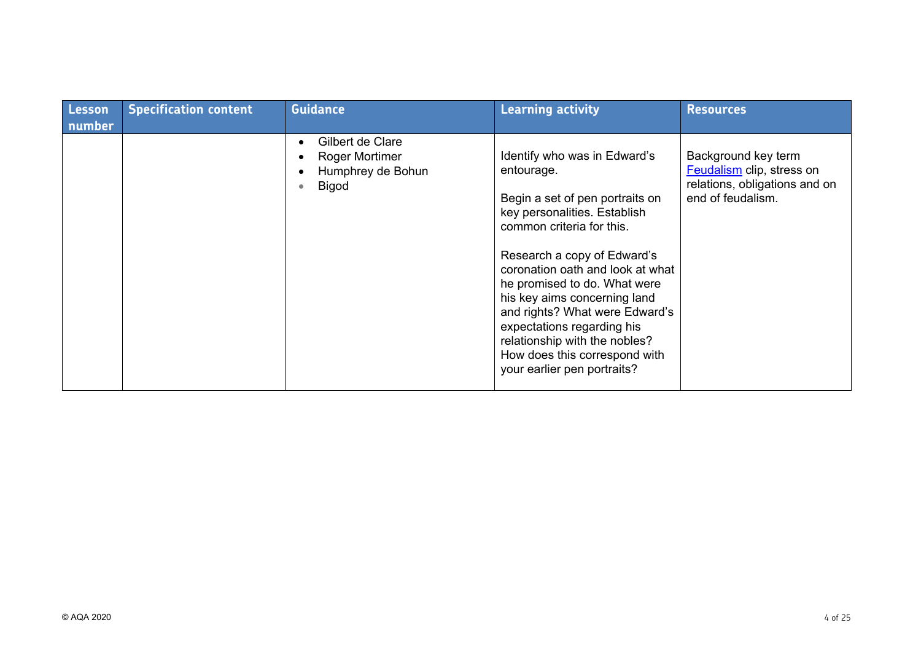| Lesson number | Specification content | Guidance | Learning activity | Resources |
| --- | --- | --- | --- | --- |
| | | • Gilbert de Clare<br>• Roger Mortimer<br>• Humphrey de Bohun<br>• Bigod | Identify who was in Edward's entourage.<br><br>Begin a set of pen portraits on key personalities. Establish common criteria for this.<br><br>Research a copy of Edward's coronation oath and look at what he promised to do. What were his key aims concerning land and rights? What were Edward's expectations regarding his relationship with the nobles? How does this correspond with your earlier pen portraits? | Background key term Feudalism clip, stress on relations, obligations and on end of feudalism. |

© AQA 2020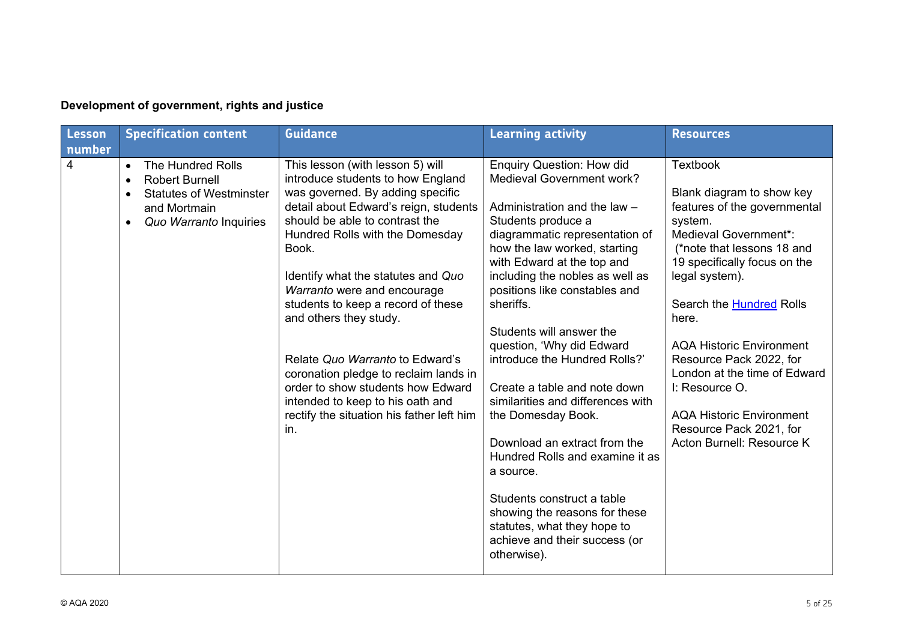**Development of government, rights and justice**

| Lesson number | Specification content | Guidance | Learning activity | Resources |
|---|---|---|---|---|
| 4 | • The Hundred Rolls<br>• Robert Burnell<br>• Statutes of Westminster and Mortmain<br>• *Quo Warranto* Inquiries | This lesson (with lesson 5) will introduce students to how England was governed. By adding specific detail about Edward's reign, students should be able to contrast the Hundred Rolls with the Domesday Book.<br><br>Identify what the statutes and *Quo Warranto* were and encourage students to keep a record of these and others they study.<br><br>Relate *Quo Warranto* to Edward's coronation pledge to reclaim lands in order to show students how Edward intended to keep to his oath and rectify the situation his father left him in. | Enquiry Question: How did Medieval Government work?<br><br>Administration and the law – Students produce a diagrammatic representation of how the law worked, starting with Edward at the top and including the nobles as well as positions like constables and sheriffs.<br><br>Students will answer the question, 'Why did Edward introduce the Hundred Rolls?'<br><br>Create a table and note down similarities and differences with the Domesday Book.<br><br>Download an extract from the Hundred Rolls and examine it as a source.<br><br>Students construct a table showing the reasons for these statutes, what they hope to achieve and their success (or otherwise). | Textbook<br><br>Blank diagram to show key features of the governmental system.<br>Medieval Government*:<br>(*note that lessons 18 and 19 specifically focus on the legal system).<br><br>Search the Hundred Rolls here.<br><br>AQA Historic Environment Resource Pack 2022, for London at the time of Edward I: Resource O.<br><br>AQA Historic Environment Resource Pack 2021, for Acton Burnell: Resource K |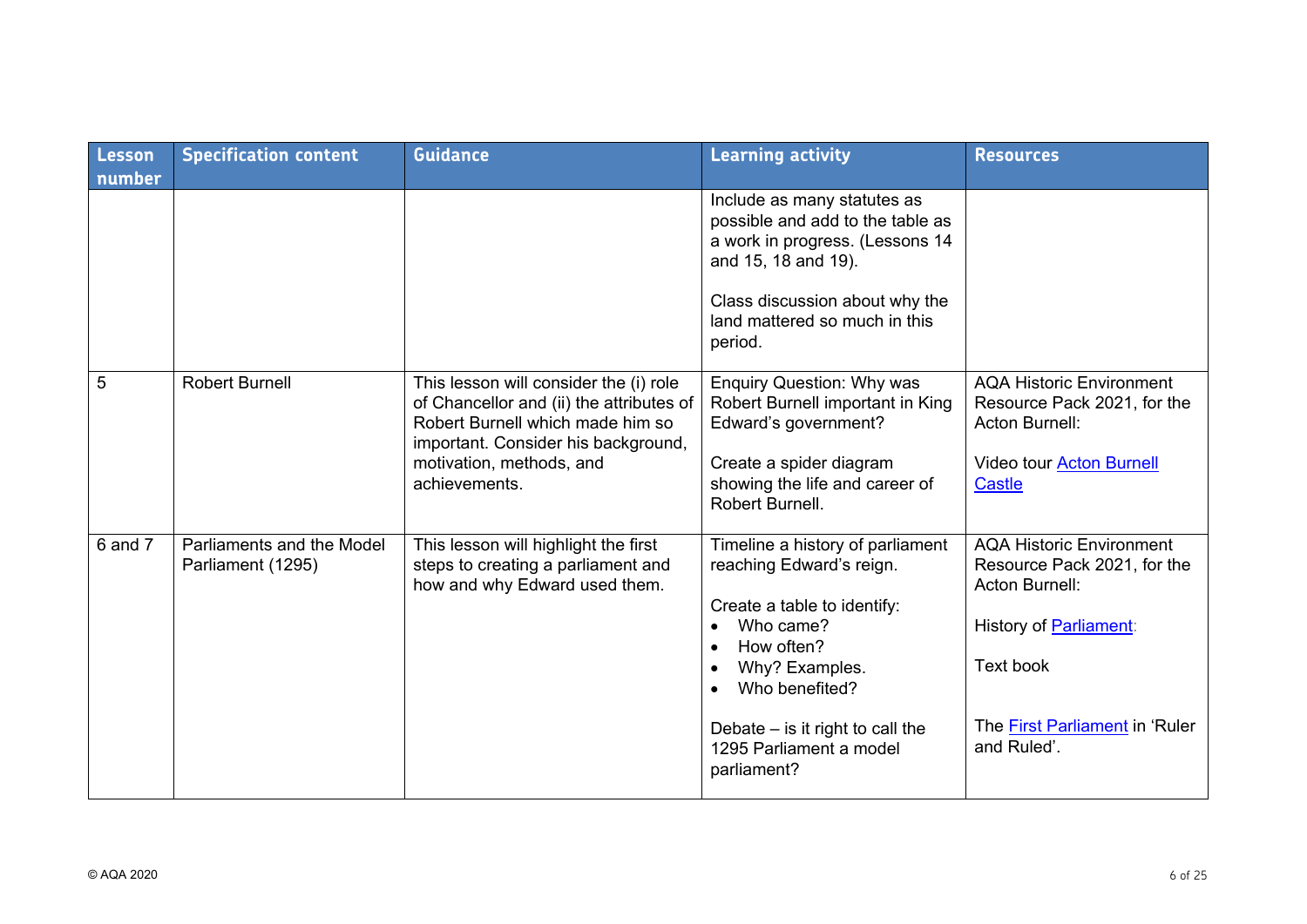| Lesson number | Specification content | Guidance | Learning activity | Resources |
|---|---|---|---|---|
| | | | Include as many statutes as possible and add to the table as a work in progress. (Lessons 14 and 15, 18 and 19).<br><br>Class discussion about why the land mattered so much in this period. | |
| 5 | Robert Burnell | This lesson will consider the (i) role of Chancellor and (ii) the attributes of Robert Burnell which made him so important. Consider his background, motivation, methods, and achievements. | Enquiry Question: Why was Robert Burnell important in King Edward's government?<br><br>Create a spider diagram showing the life and career of Robert Burnell. | AQA Historic Environment Resource Pack 2021, for the Acton Burnell:<br><br>Video tour Acton Burnell Castle |
| 6 and 7 | Parliaments and the Model Parliament (1295) | This lesson will highlight the first steps to creating a parliament and how and why Edward used them. | Timeline a history of parliament reaching Edward's reign.<br><br>Create a table to identify:<br>• Who came?<br>• How often?<br>• Why? Examples.<br>• Who benefited?<br><br>Debate – is it right to call the 1295 Parliament a model parliament? | AQA Historic Environment Resource Pack 2021, for the Acton Burnell:<br><br>History of Parliament:<br><br>Text book<br><br>The First Parliament in 'Ruler and Ruled'. |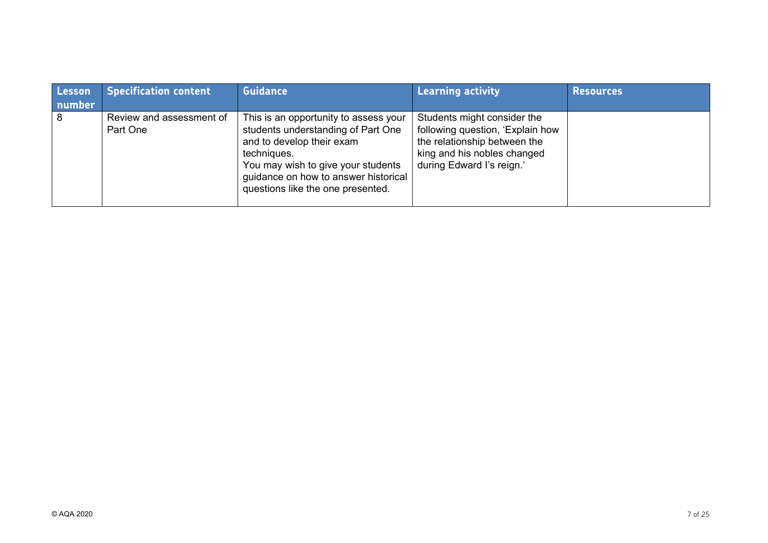| Lesson number | Specification content | Guidance | Learning activity | Resources |
| --- | --- | --- | --- | --- |
| 8 | Review and assessment of Part One | This is an opportunity to assess your students understanding of Part One and to develop their exam techniques.<br>You may wish to give your students guidance on how to answer historical questions like the one presented. | Students might consider the following question, 'Explain how the relationship between the king and his nobles changed during Edward I's reign.' | |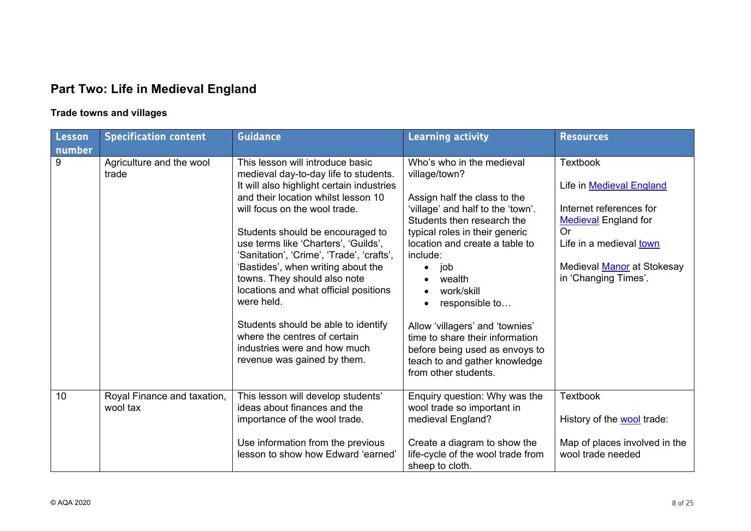## Part Two: Life in Medieval England

### Trade towns and villages

| Lesson number | Specification content | Guidance | Learning activity | Resources |
|---|---|---|---|---|
| 9 | Agriculture and the wool trade | This lesson will introduce basic medieval day-to-day life to students. It will also highlight certain industries and their location whilst lesson 10 will focus on the wool trade.<br><br>Students should be encouraged to use terms like 'Charters', 'Guilds', 'Sanitation', 'Crime', 'Trade', 'crafts', 'Bastides', when writing about the towns. They should also note locations and what official positions were held.<br><br>Students should be able to identify where the centres of certain industries were and how much revenue was gained by them. | Who's who in the medieval village/town?<br><br>Assign half the class to the 'village' and half to the 'town'. Students then research the typical roles in their generic location and create a table to include:<br>• job<br>• wealth<br>• work/skill<br>• responsible to…<br><br>Allow 'villagers' and 'townies' time to share their information before being used as envoys to teach to and gather knowledge from other students. | Textbook<br><br>Life in Medieval England<br><br>Internet references for Medieval England for<br>Or<br>Life in a medieval town<br><br>Medieval Manor at Stokesay in 'Changing Times'. |
| 10 | Royal Finance and taxation, wool tax | This lesson will develop students' ideas about finances and the importance of the wool trade.<br><br>Use information from the previous lesson to show how Edward 'earned' | Enquiry question: Why was the wool trade so important in medieval England?<br><br>Create a diagram to show the life-cycle of the wool trade from sheep to cloth. | Textbook<br><br>History of the wool trade:<br><br>Map of places involved in the wool trade needed |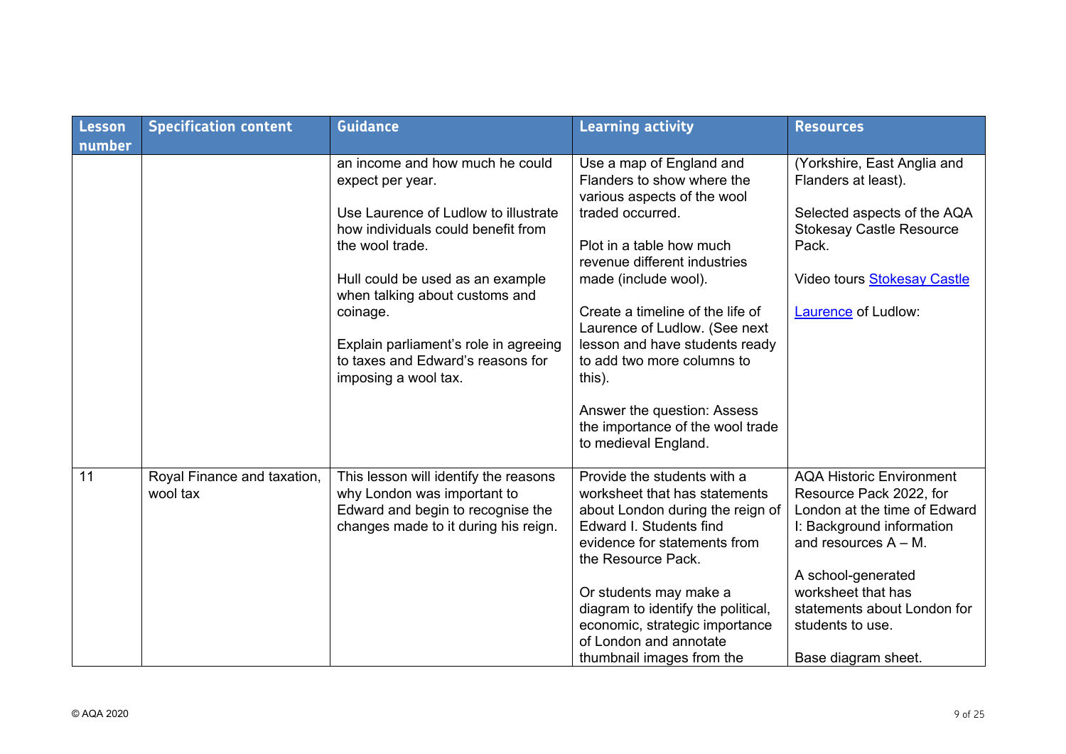| Lesson number | Specification content | Guidance | Learning activity | Resources |
|---|---|---|---|---|
| | | an income and how much he could expect per year.<br><br>Use Laurence of Ludlow to illustrate how individuals could benefit from the wool trade.<br><br>Hull could be used as an example when talking about customs and coinage.<br><br>Explain parliament's role in agreeing to taxes and Edward's reasons for imposing a wool tax. | Use a map of England and Flanders to show where the various aspects of the wool traded occurred.<br><br>Plot in a table how much revenue different industries made (include wool).<br><br>Create a timeline of the life of Laurence of Ludlow. (See next lesson and have students ready to add two more columns to this).<br><br>Answer the question: Assess the importance of the wool trade to medieval England. | (Yorkshire, East Anglia and Flanders at least).<br><br>Selected aspects of the AQA Stokesay Castle Resource Pack.<br><br>Video tours [Stokesay Castle]<br><br>[Laurence] of Ludlow: |
| 11 | Royal Finance and taxation, wool tax | This lesson will identify the reasons why London was important to Edward and begin to recognise the changes made to it during his reign. | Provide the students with a worksheet that has statements about London during the reign of Edward I. Students find evidence for statements from the Resource Pack.<br><br>Or students may make a diagram to identify the political, economic, strategic importance of London and annotate thumbnail images from the | AQA Historic Environment Resource Pack 2022, for London at the time of Edward I: Background information and resources A – M.<br><br>A school-generated worksheet that has statements about London for students to use.<br><br>Base diagram sheet. |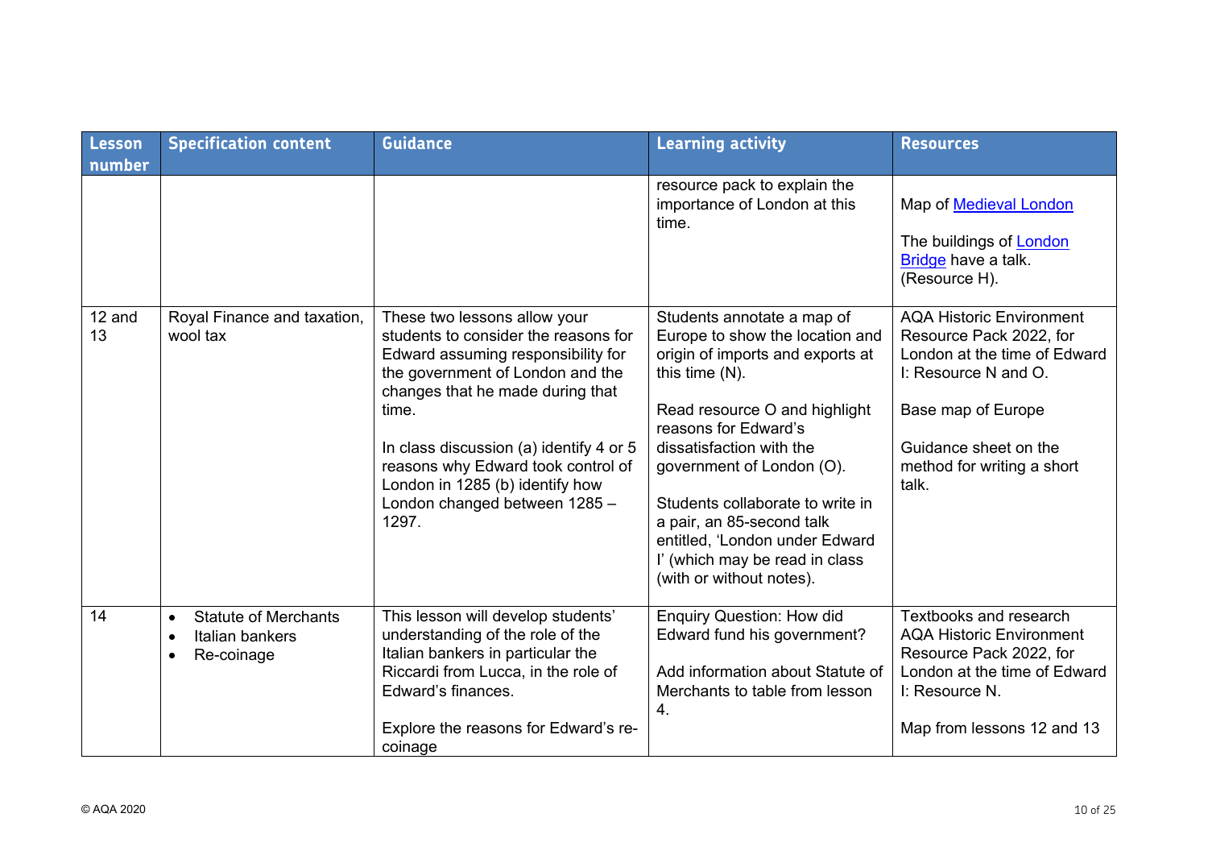| Lesson number | Specification content | Guidance | Learning activity | Resources |
| --- | --- | --- | --- | --- |
| | | | resource pack to explain the importance of London at this time. | Map of [Medieval London](#)<br><br>The buildings of [London Bridge](#) have a talk. (Resource H). |
| 12 and 13 | Royal Finance and taxation, wool tax | These two lessons allow your students to consider the reasons for Edward assuming responsibility for the government of London and the changes that he made during that time.<br><br>In class discussion (a) identify 4 or 5 reasons why Edward took control of London in 1285 (b) identify how London changed between 1285 – 1297. | Students annotate a map of Europe to show the location and origin of imports and exports at this time (N).<br><br>Read resource O and highlight reasons for Edward's dissatisfaction with the government of London (O).<br><br>Students collaborate to write in a pair, an 85-second talk entitled, 'London under Edward I' (which may be read in class (with or without notes). | AQA Historic Environment Resource Pack 2022, for London at the time of Edward I: Resource N and O.<br><br>Base map of Europe<br><br>Guidance sheet on the method for writing a short talk. |
| 14 | • Statute of Merchants<br>• Italian bankers<br>• Re-coinage | This lesson will develop students' understanding of the role of the Italian bankers in particular the Riccardi from Lucca, in the role of Edward's finances.<br><br>Explore the reasons for Edward's re-coinage | Enquiry Question: How did Edward fund his government?<br><br>Add information about Statute of Merchants to table from lesson 4. | Textbooks and research AQA Historic Environment Resource Pack 2022, for London at the time of Edward I: Resource N.<br><br>Map from lessons 12 and 13 |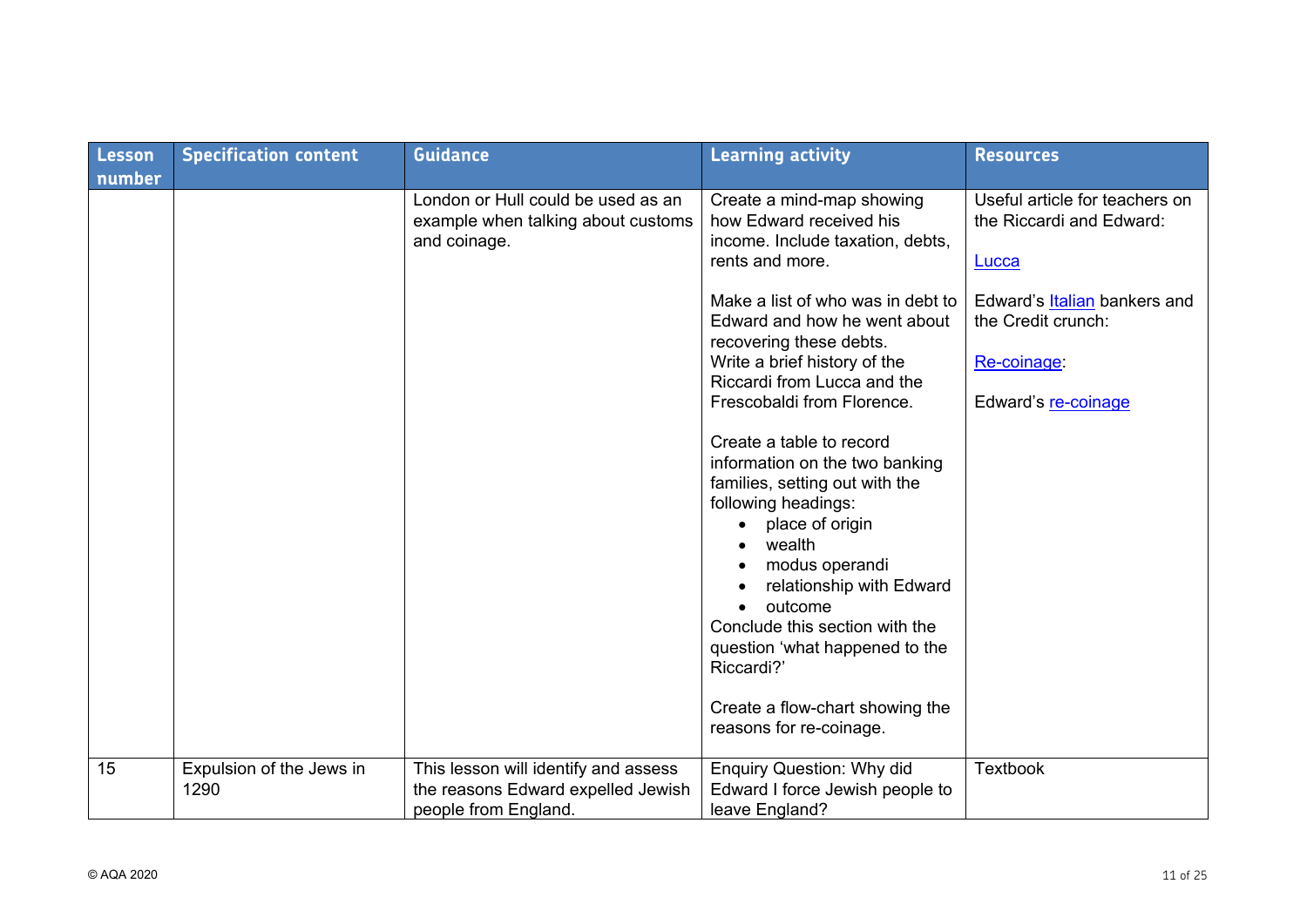| Lesson number | Specification content | Guidance | Learning activity | Resources |
|---|---|---|---|---|
| | | London or Hull could be used as an example when talking about customs and coinage. | Create a mind-map showing how Edward received his income. Include taxation, debts, rents and more.<br><br>Make a list of who was in debt to Edward and how he went about recovering these debts.<br>Write a brief history of the Riccardi from Lucca and the Frescobaldi from Florence.<br><br>Create a table to record information on the two banking families, setting out with the following headings:<br>• place of origin<br>• wealth<br>• modus operandi<br>• relationship with Edward<br>• outcome<br>Conclude this section with the question 'what happened to the Riccardi?'<br><br>Create a flow-chart showing the reasons for re-coinage. | Useful article for teachers on the Riccardi and Edward:<br><br>Lucca<br><br>Edward's Italian bankers and the Credit crunch:<br><br>Re-coinage:<br><br>Edward's re-coinage |
| 15 | Expulsion of the Jews in 1290 | This lesson will identify and assess the reasons Edward expelled Jewish people from England. | Enquiry Question: Why did Edward I force Jewish people to leave England? | Textbook |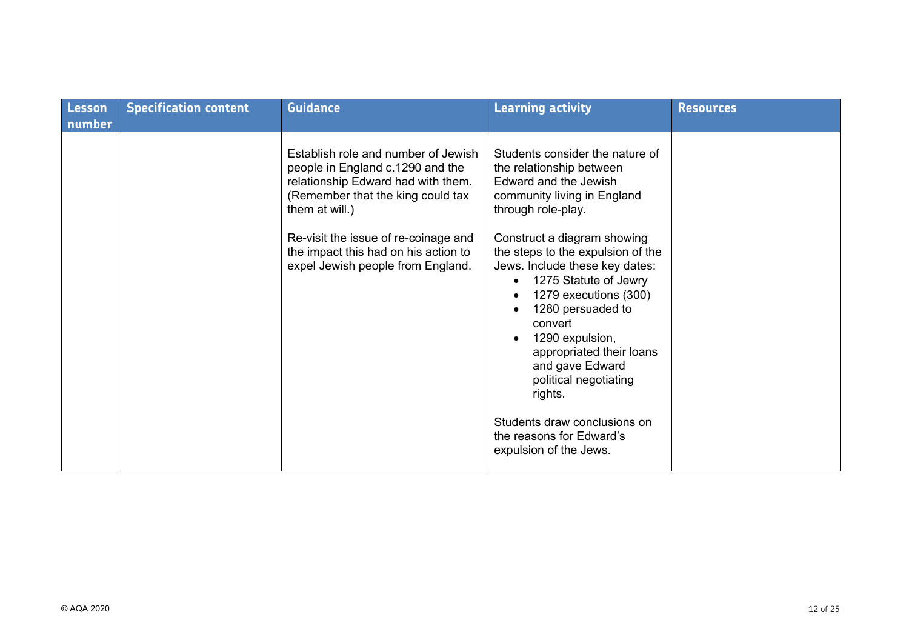| Lesson number | Specification content | Guidance | Learning activity | Resources |
|---|---|---|---|---|
| | | Establish role and number of Jewish people in England c.1290 and the relationship Edward had with them. (Remember that the king could tax them at will.)<br><br>Re-visit the issue of re-coinage and the impact this had on his action to expel Jewish people from England. | Students consider the nature of the relationship between Edward and the Jewish community living in England through role-play.<br><br>Construct a diagram showing the steps to the expulsion of the Jews. Include these key dates:<br>• 1275 Statute of Jewry<br>• 1279 executions (300)<br>• 1280 persuaded to convert<br>• 1290 expulsion, appropriated their loans and gave Edward political negotiating rights.<br><br>Students draw conclusions on the reasons for Edward's expulsion of the Jews. | |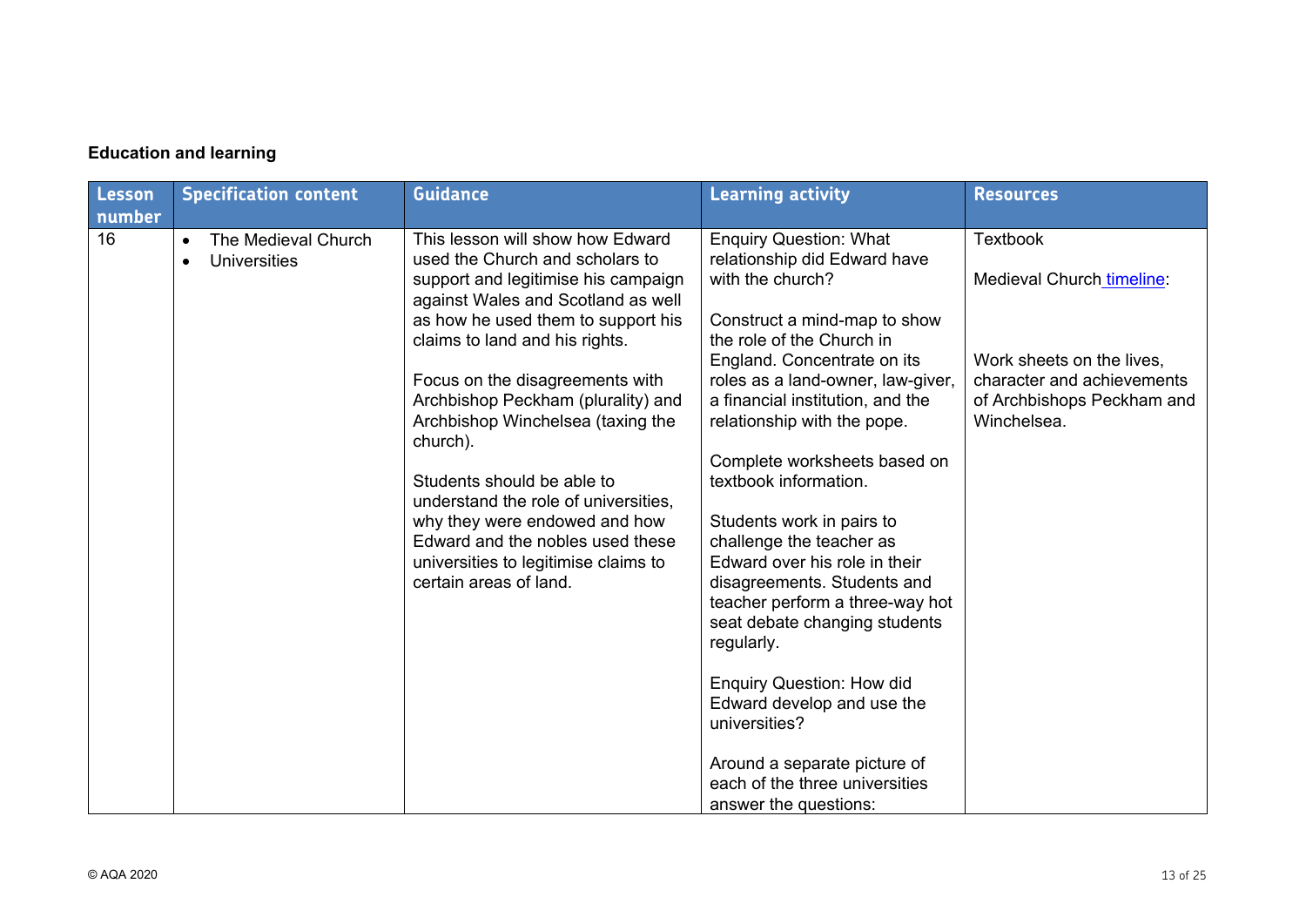**Education and learning**

| Lesson number | Specification content | Guidance | Learning activity | Resources |
|---|---|---|---|---|
| 16 | • The Medieval Church<br>• Universities | This lesson will show how Edward used the Church and scholars to support and legitimise his campaign against Wales and Scotland as well as how he used them to support his claims to land and his rights.<br><br>Focus on the disagreements with Archbishop Peckham (plurality) and Archbishop Winchelsea (taxing the church).<br><br>Students should be able to understand the role of universities, why they were endowed and how Edward and the nobles used these universities to legitimise claims to certain areas of land. | Enquiry Question: What relationship did Edward have with the church?<br><br>Construct a mind-map to show the role of the Church in England. Concentrate on its roles as a land-owner, law-giver, a financial institution, and the relationship with the pope.<br><br>Complete worksheets based on textbook information.<br><br>Students work in pairs to challenge the teacher as Edward over his role in their disagreements. Students and teacher perform a three-way hot seat debate changing students regularly.<br><br>Enquiry Question: How did Edward develop and use the universities?<br><br>Around a separate picture of each of the three universities answer the questions: | Textbook<br><br>Medieval Church timeline:<br><br>Work sheets on the lives, character and achievements of Archbishops Peckham and Winchelsea. |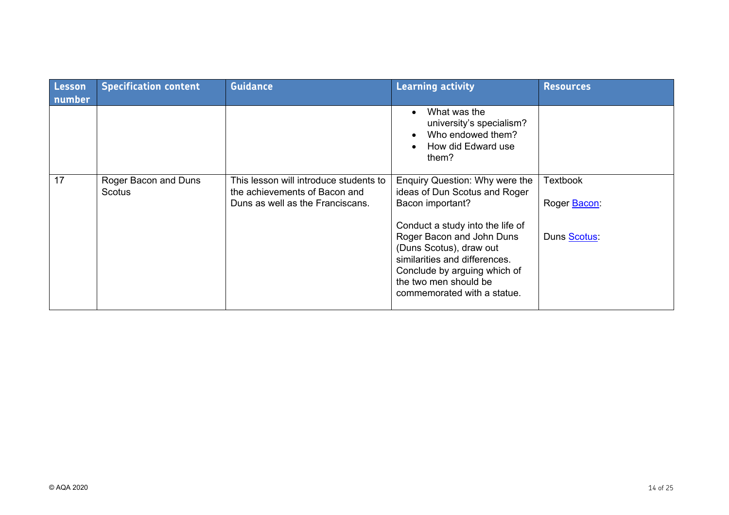| Lesson number | Specification content | Guidance | Learning activity | Resources |
|---|---|---|---|---|
| | | | • What was the university's specialism?<br>• Who endowed them?<br>• How did Edward use them? | |
| 17 | Roger Bacon and Duns Scotus | This lesson will introduce students to the achievements of Bacon and Duns as well as the Franciscans. | Enquiry Question: Why were the ideas of Dun Scotus and Roger Bacon important?<br><br>Conduct a study into the life of Roger Bacon and John Duns (Duns Scotus), draw out similarities and differences. Conclude by arguing which of the two men should be commemorated with a statue. | Textbook<br><br>Roger Bacon:<br><br>Duns Scotus: |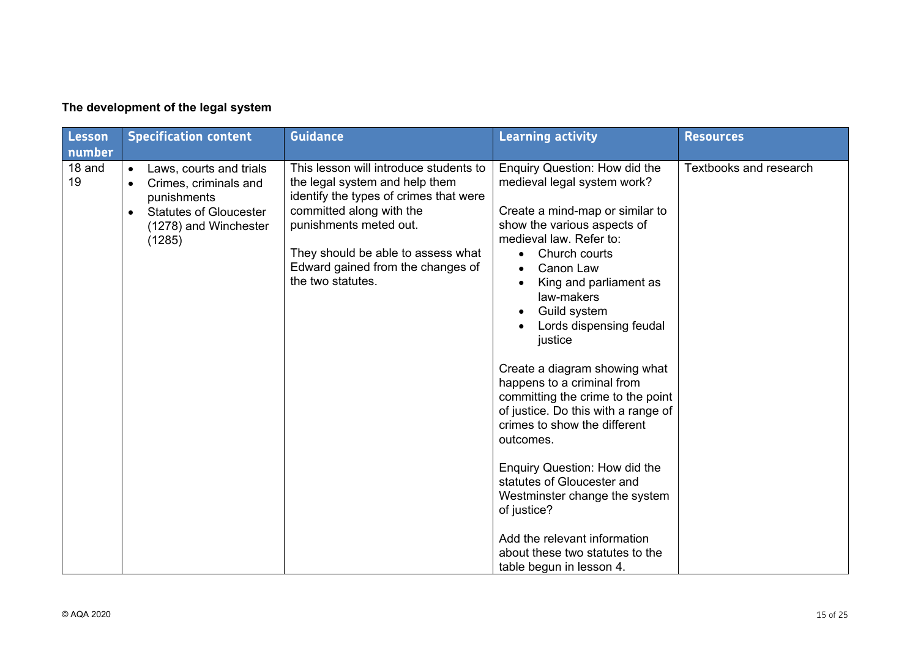**The development of the legal system**

| Lesson number | Specification content | Guidance | Learning activity | Resources |
|---|---|---|---|---|
| 18 and 19 | • Laws, courts and trials<br>• Crimes, criminals and punishments<br>• Statutes of Gloucester (1278) and Winchester (1285) | This lesson will introduce students to the legal system and help them identify the types of crimes that were committed along with the punishments meted out.<br><br>They should be able to assess what Edward gained from the changes of the two statutes. | Enquiry Question: How did the medieval legal system work?<br><br>Create a mind-map or similar to show the various aspects of medieval law. Refer to:<br>• Church courts<br>• Canon Law<br>• King and parliament as law-makers<br>• Guild system<br>• Lords dispensing feudal justice<br><br>Create a diagram showing what happens to a criminal from committing the crime to the point of justice. Do this with a range of crimes to show the different outcomes.<br><br>Enquiry Question: How did the statutes of Gloucester and Westminster change the system of justice?<br><br>Add the relevant information about these two statutes to the table begun in lesson 4. | Textbooks and research |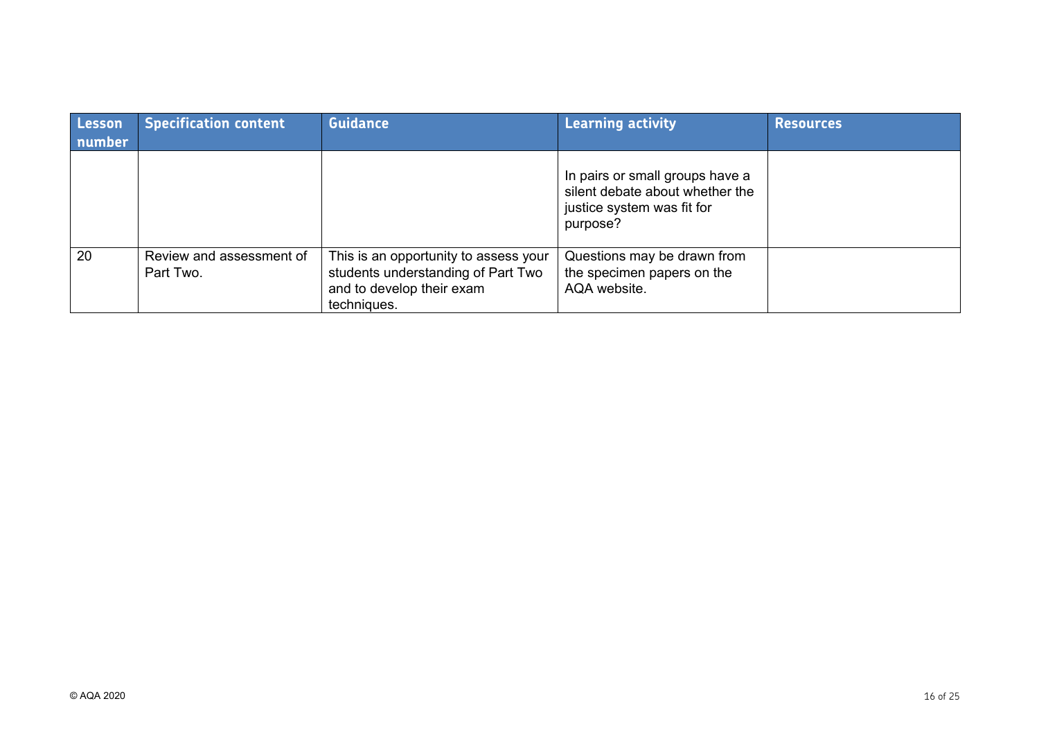| Lesson number | Specification content | Guidance | Learning activity | Resources |
| --- | --- | --- | --- | --- |
| | | | In pairs or small groups have a silent debate about whether the justice system was fit for purpose? | |
| 20 | Review and assessment of Part Two. | This is an opportunity to assess your students understanding of Part Two and to develop their exam techniques. | Questions may be drawn from the specimen papers on the AQA website. | |

© AQA 2020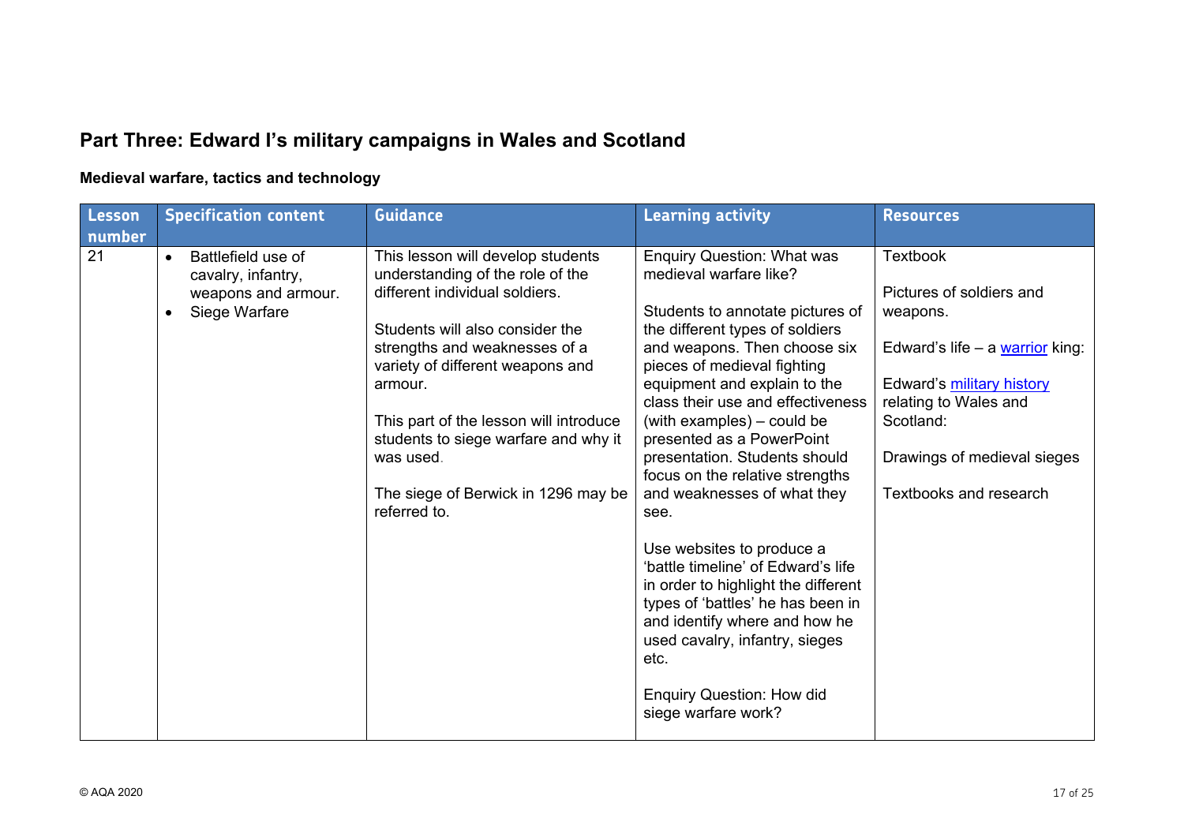## Part Three: Edward I's military campaigns in Wales and Scotland

### Medieval warfare, tactics and technology

| Lesson number | Specification content | Guidance | Learning activity | Resources |
|---|---|---|---|---|
| 21 | • Battlefield use of cavalry, infantry, weapons and armour.<br>• Siege Warfare | This lesson will develop students understanding of the role of the different individual soldiers.<br><br>Students will also consider the strengths and weaknesses of a variety of different weapons and armour.<br><br>This part of the lesson will introduce students to siege warfare and why it was used.<br><br>The siege of Berwick in 1296 may be referred to. | Enquiry Question: What was medieval warfare like?<br><br>Students to annotate pictures of the different types of soldiers and weapons. Then choose six pieces of medieval fighting equipment and explain to the class their use and effectiveness (with examples) – could be presented as a PowerPoint presentation. Students should focus on the relative strengths and weaknesses of what they see.<br><br>Use websites to produce a 'battle timeline' of Edward's life in order to highlight the different types of 'battles' he has been in and identify where and how he used cavalry, infantry, sieges etc.<br><br>Enquiry Question: How did siege warfare work? | Textbook<br><br>Pictures of soldiers and weapons.<br><br>Edward's life – a warrior king:<br><br>Edward's military history relating to Wales and Scotland:<br><br>Drawings of medieval sieges<br><br>Textbooks and research |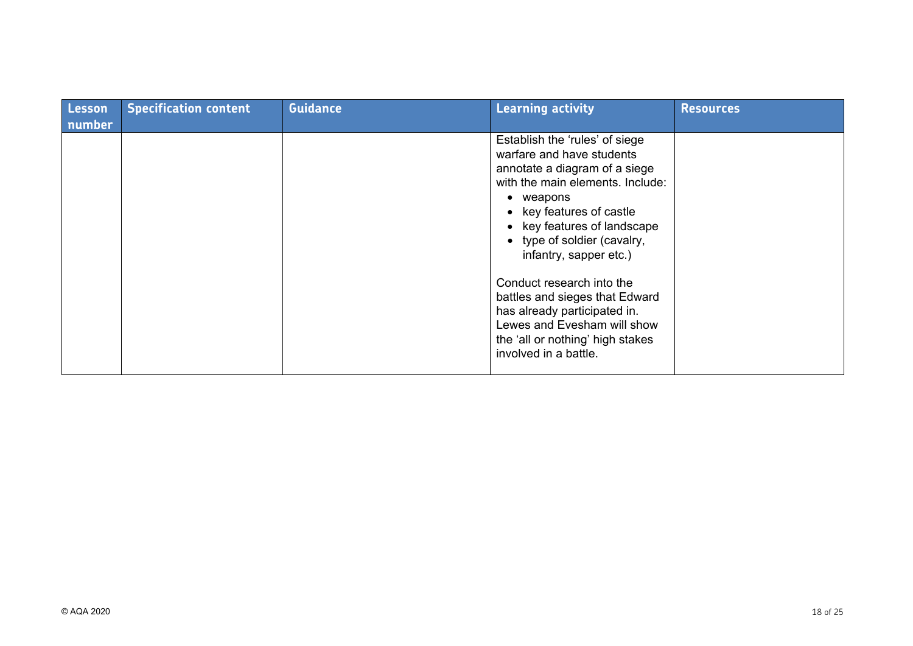| Lesson number | Specification content | Guidance | Learning activity | Resources |
|---|---|---|---|---|
| | | | Establish the ‘rules’ of siege warfare and have students annotate a diagram of a siege with the main elements. Include:<br>• weapons<br>• key features of castle<br>• key features of landscape<br>• type of soldier (cavalry, infantry, sapper etc.)<br><br>Conduct research into the battles and sieges that Edward has already participated in. Lewes and Evesham will show the ‘all or nothing’ high stakes involved in a battle. | |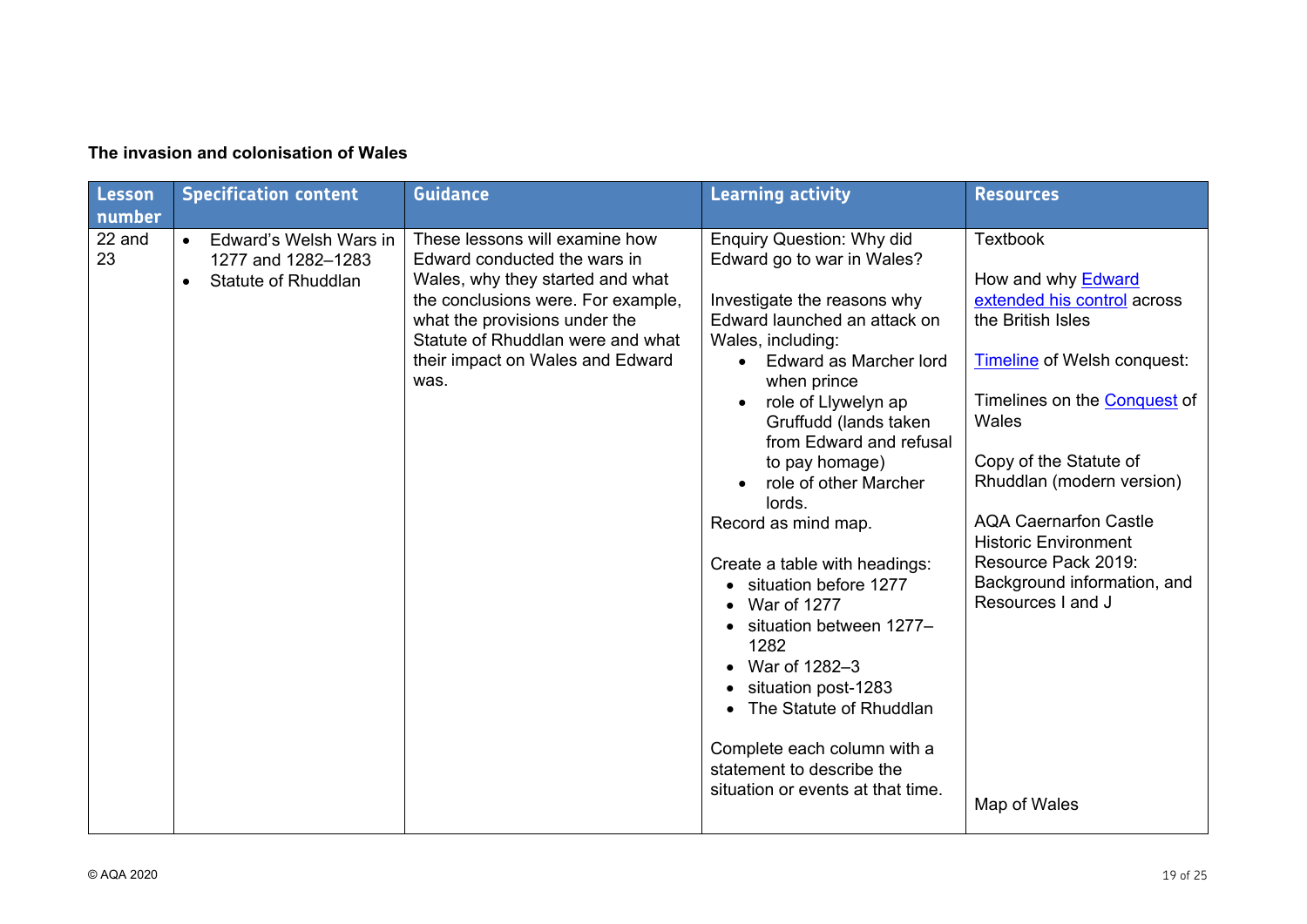**The invasion and colonisation of Wales**

| Lesson number | Specification content | Guidance | Learning activity | Resources |
|---|---|---|---|---|
| 22 and 23 | • Edward's Welsh Wars in 1277 and 1282–1283<br>• Statute of Rhuddlan | These lessons will examine how Edward conducted the wars in Wales, why they started and what the conclusions were. For example, what the provisions under the Statute of Rhuddlan were and what their impact on Wales and Edward was. | Enquiry Question: Why did Edward go to war in Wales?<br><br>Investigate the reasons why Edward launched an attack on Wales, including:<br>• Edward as Marcher lord when prince<br>• role of Llywelyn ap Gruffudd (lands taken from Edward and refusal to pay homage)<br>• role of other Marcher lords.<br>Record as mind map.<br><br>Create a table with headings:<br>• situation before 1277<br>• War of 1277<br>• situation between 1277–1282<br>• War of 1282–3<br>• situation post-1283<br>• The Statute of Rhuddlan<br><br>Complete each column with a statement to describe the situation or events at that time. | Textbook<br><br>How and why Edward extended his control across the British Isles<br><br>Timeline of Welsh conquest:<br><br>Timelines on the Conquest of Wales<br><br>Copy of the Statute of Rhuddlan (modern version)<br><br>AQA Caernarfon Castle Historic Environment Resource Pack 2019: Background information, and Resources I and J<br><br>Map of Wales |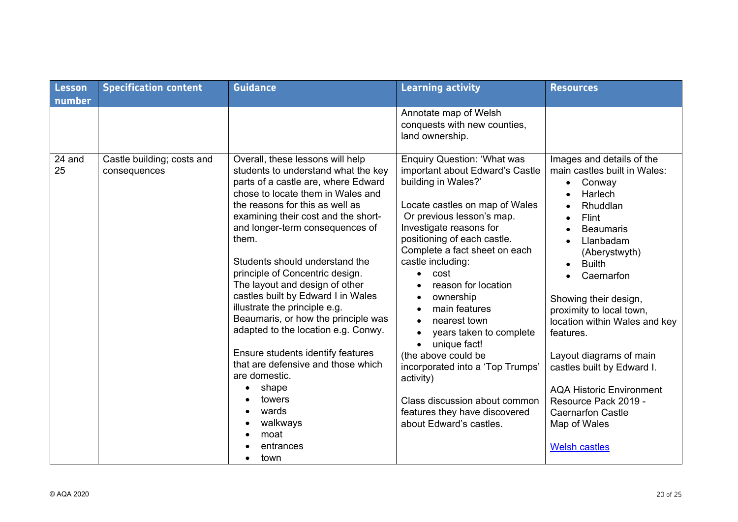| Lesson number | Specification content | Guidance | Learning activity | Resources |
|---|---|---|---|---|
| | | | Annotate map of Welsh conquests with new counties, land ownership. | |
| 24 and 25 | Castle building; costs and consequences | Overall, these lessons will help students to understand what the key parts of a castle are, where Edward chose to locate them in Wales and the reasons for this as well as examining their cost and the short- and longer-term consequences of them.<br><br>Students should understand the principle of Concentric design. The layout and design of other castles built by Edward I in Wales illustrate the principle e.g. Beaumaris, or how the principle was adapted to the location e.g. Conwy.<br><br>Ensure students identify features that are defensive and those which are domestic.<br>• shape<br>• towers<br>• wards<br>• walkways<br>• moat<br>• entrances<br>• town | Enquiry Question: 'What was important about Edward's Castle building in Wales?'<br><br>Locate castles on map of Wales Or previous lesson's map. Investigate reasons for positioning of each castle. Complete a fact sheet on each castle including:<br>• cost<br>• reason for location<br>• ownership<br>• main features<br>• nearest town<br>• years taken to complete<br>• unique fact!<br>(the above could be incorporated into a 'Top Trumps' activity)<br><br>Class discussion about common features they have discovered about Edward's castles. | Images and details of the main castles built in Wales:<br>• Conway<br>• Harlech<br>• Rhuddlan<br>• Flint<br>• Beaumaris<br>• Llanbadam (Aberystwyth)<br>• Builth<br>• Caernarfon<br><br>Showing their design, proximity to local town, location within Wales and key features.<br><br>Layout diagrams of main castles built by Edward I.<br><br>AQA Historic Environment Resource Pack 2019 - Caernarfon Castle<br>Map of Wales<br><br>Welsh castles |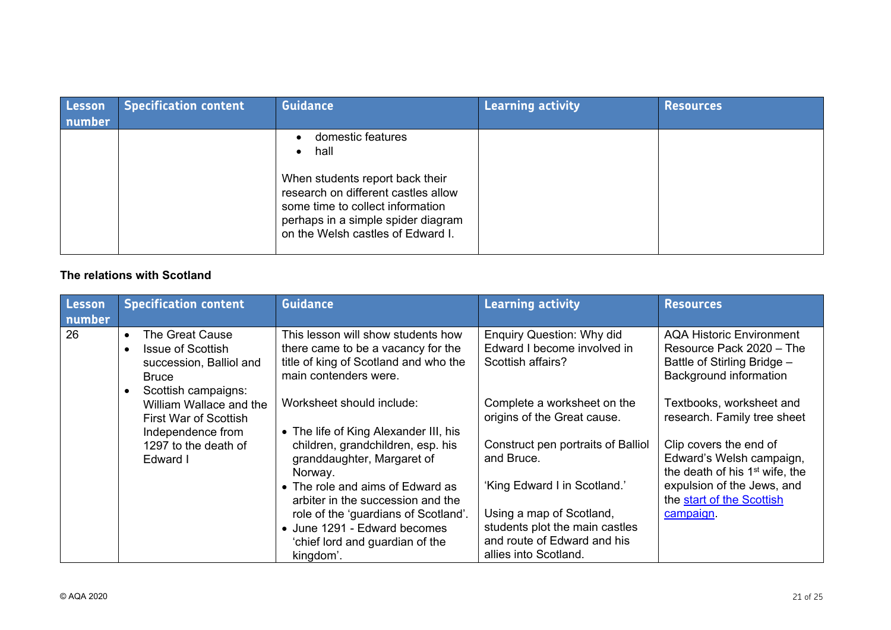| Lesson number | Specification content | Guidance | Learning activity | Resources |
|---|---|---|---|---|
| | | • domestic features<br>• hall<br><br>When students report back their research on different castles allow some time to collect information perhaps in a simple spider diagram on the Welsh castles of Edward I. | | |

**The relations with Scotland**

| Lesson number | Specification content | Guidance | Learning activity | Resources |
|---|---|---|---|---|
| 26 | • The Great Cause<br>• Issue of Scottish succession, Balliol and Bruce<br>• Scottish campaigns: William Wallace and the First War of Scottish Independence from 1297 to the death of Edward I | This lesson will show students how there came to be a vacancy for the title of king of Scotland and who the main contenders were.<br><br>Worksheet should include:<br><br>• The life of King Alexander III, his children, grandchildren, esp. his granddaughter, Margaret of Norway.<br>• The role and aims of Edward as arbiter in the succession and the role of the 'guardians of Scotland'.<br>• June 1291 - Edward becomes 'chief lord and guardian of the kingdom'. | Enquiry Question: Why did Edward I become involved in Scottish affairs?<br><br>Complete a worksheet on the origins of the Great cause.<br><br>Construct pen portraits of Balliol and Bruce.<br><br>'King Edward I in Scotland.'<br><br>Using a map of Scotland, students plot the main castles and route of Edward and his allies into Scotland. | AQA Historic Environment Resource Pack 2020 – The Battle of Stirling Bridge – Background information<br><br>Textbooks, worksheet and research. Family tree sheet<br><br>Clip covers the end of Edward's Welsh campaign, the death of his 1st wife, the expulsion of the Jews, and the start of the Scottish campaign. |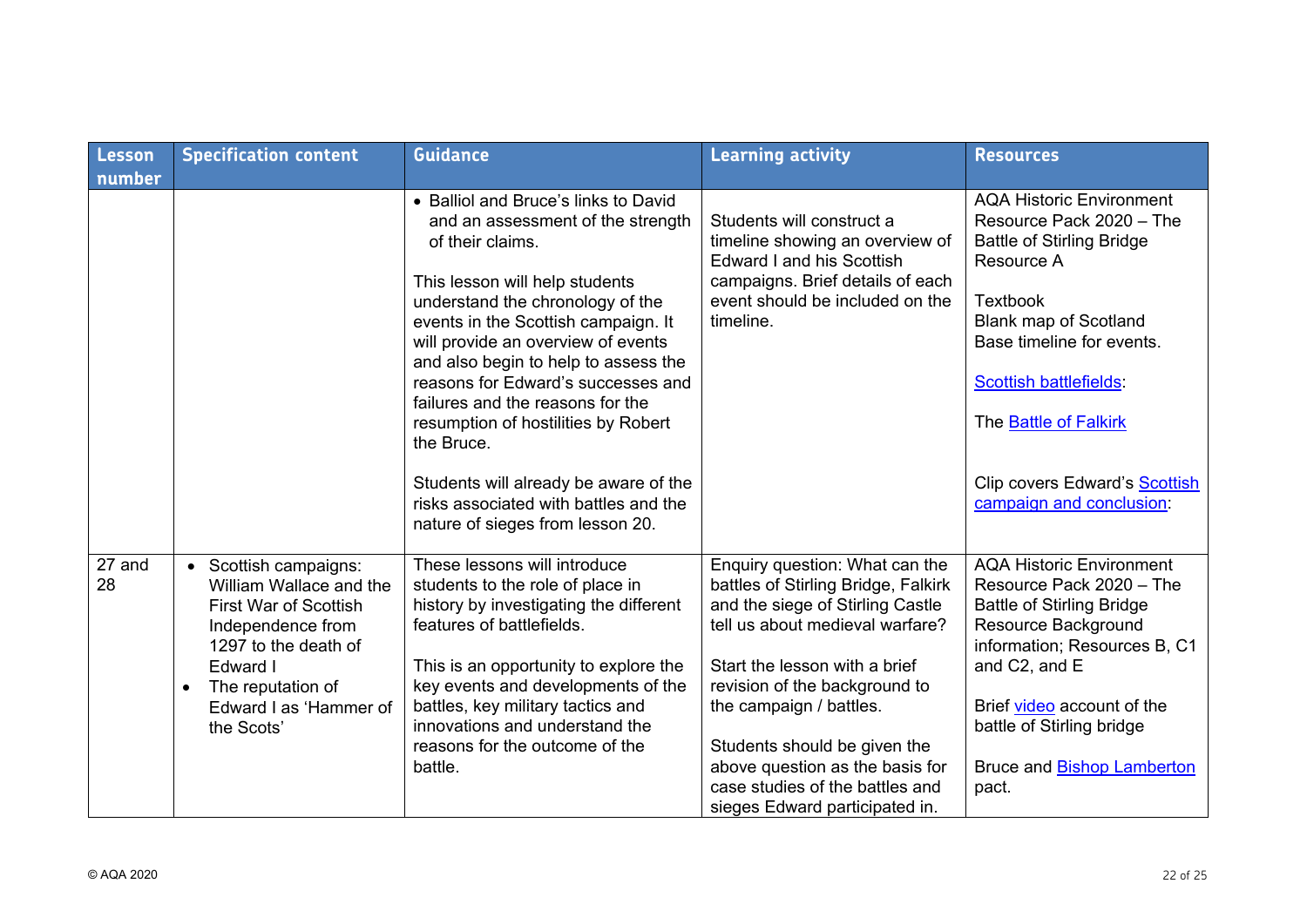| Lesson number | Specification content | Guidance | Learning activity | Resources |
|---|---|---|---|---|
| | | • Balliol and Bruce's links to David and an assessment of the strength of their claims.<br><br>This lesson will help students understand the chronology of the events in the Scottish campaign. It will provide an overview of events and also begin to help to assess the reasons for Edward's successes and failures and the reasons for the resumption of hostilities by Robert the Bruce.<br><br>Students will already be aware of the risks associated with battles and the nature of sieges from lesson 20. | Students will construct a timeline showing an overview of Edward I and his Scottish campaigns. Brief details of each event should be included on the timeline. | AQA Historic Environment Resource Pack 2020 – The Battle of Stirling Bridge Resource A<br><br>Textbook<br>Blank map of Scotland<br>Base timeline for events.<br><br>Scottish battlefields:<br><br>The Battle of Falkirk<br><br>Clip covers Edward's Scottish campaign and conclusion: |
| 27 and 28 | • Scottish campaigns: William Wallace and the First War of Scottish Independence from 1297 to the death of Edward I<br>• The reputation of Edward I as 'Hammer of the Scots' | These lessons will introduce students to the role of place in history by investigating the different features of battlefields.<br><br>This is an opportunity to explore the key events and developments of the battles, key military tactics and innovations and understand the reasons for the outcome of the battle. | Enquiry question: What can the battles of Stirling Bridge, Falkirk and the siege of Stirling Castle tell us about medieval warfare?<br><br>Start the lesson with a brief revision of the background to the campaign / battles.<br><br>Students should be given the above question as the basis for case studies of the battles and sieges Edward participated in. | AQA Historic Environment Resource Pack 2020 – The Battle of Stirling Bridge Resource Background information; Resources B, C1 and C2, and E<br><br>Brief video account of the battle of Stirling bridge<br><br>Bruce and Bishop Lamberton pact. |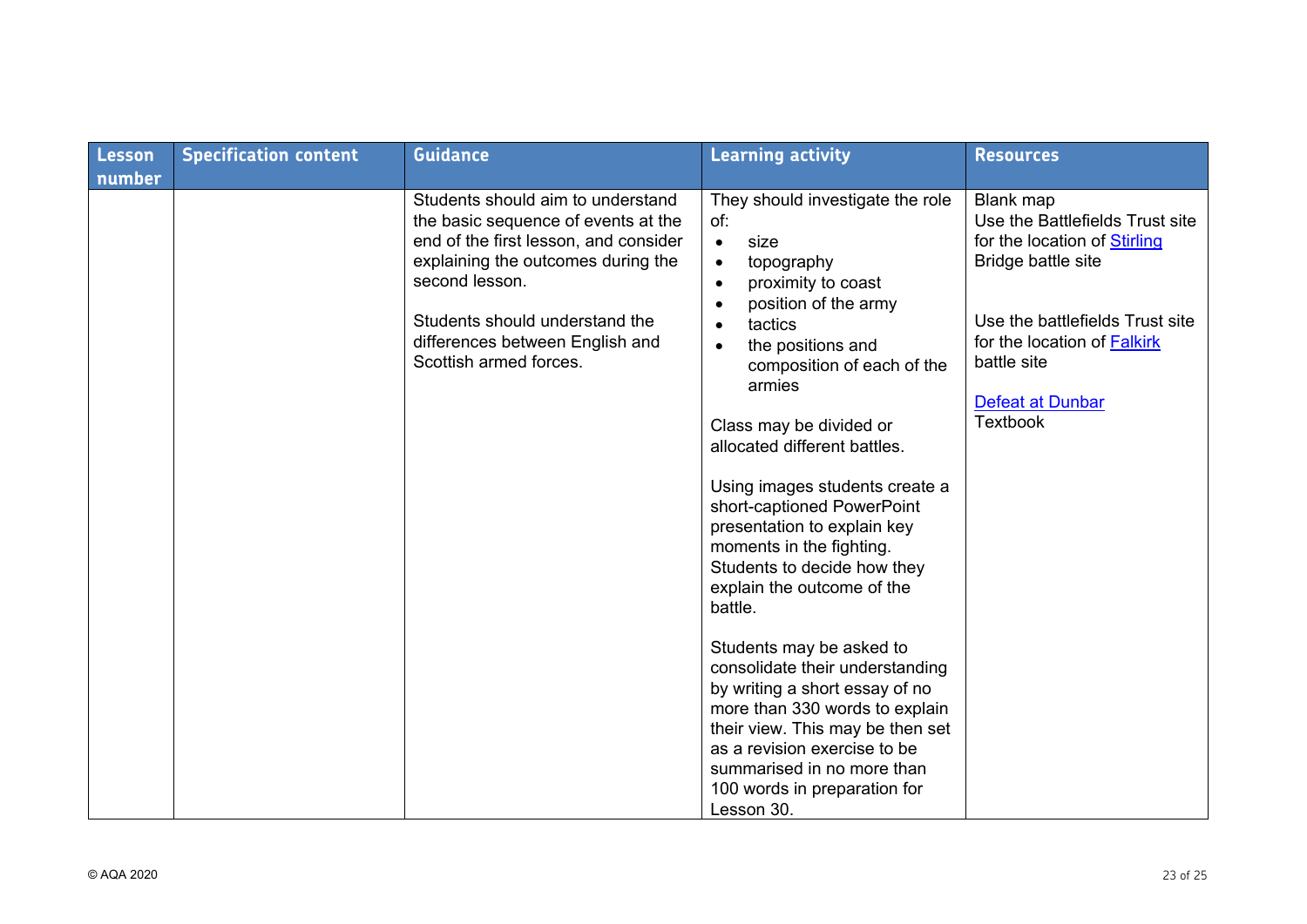| Lesson number | Specification content | Guidance | Learning activity | Resources |
|---|---|---|---|---|
| | | Students should aim to understand the basic sequence of events at the end of the first lesson, and consider explaining the outcomes during the second lesson.<br><br>Students should understand the differences between English and Scottish armed forces. | They should investigate the role of:<br>• size<br>• topography<br>• proximity to coast<br>• position of the army<br>• tactics<br>• the positions and composition of each of the armies<br><br>Class may be divided or allocated different battles.<br><br>Using images students create a short-captioned PowerPoint presentation to explain key moments in the fighting. Students to decide how they explain the outcome of the battle.<br><br>Students may be asked to consolidate their understanding by writing a short essay of no more than 330 words to explain their view. This may be then set as a revision exercise to be summarised in no more than 100 words in preparation for Lesson 30. | Blank map<br>Use the Battlefields Trust site for the location of Stirling Bridge battle site<br><br>Use the battlefields Trust site for the location of Falkirk battle site<br><br>Defeat at Dunbar<br>Textbook |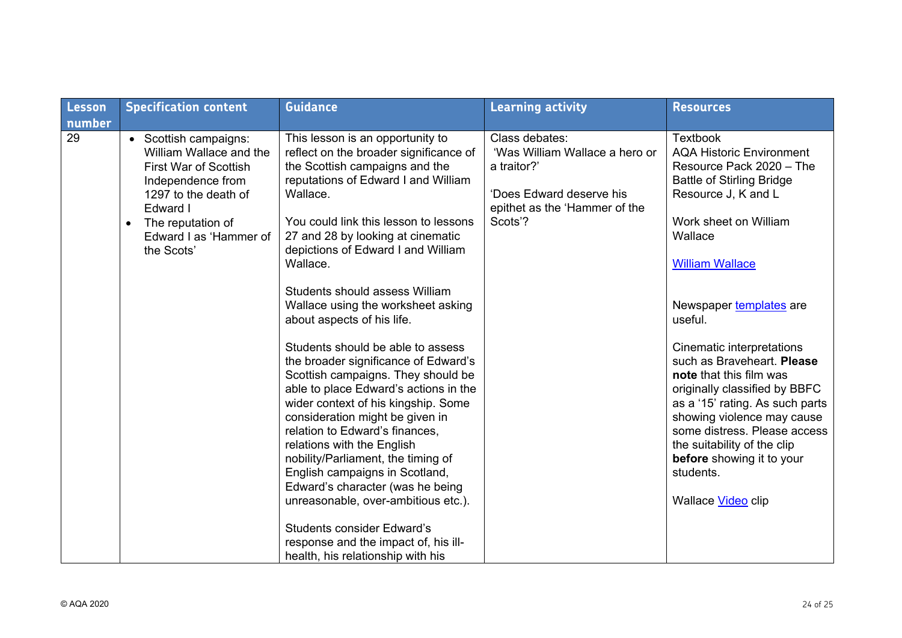| Lesson number | Specification content | Guidance | Learning activity | Resources |
|---|---|---|---|---|
| 29 | • Scottish campaigns: William Wallace and the First War of Scottish Independence from 1297 to the death of Edward I<br>• The reputation of Edward I as 'Hammer of the Scots' | This lesson is an opportunity to reflect on the broader significance of the Scottish campaigns and the reputations of Edward I and William Wallace.<br><br>You could link this lesson to lessons 27 and 28 by looking at cinematic depictions of Edward I and William Wallace.<br><br>Students should assess William Wallace using the worksheet asking about aspects of his life.<br><br>Students should be able to assess the broader significance of Edward's Scottish campaigns. They should be able to place Edward's actions in the wider context of his kingship. Some consideration might be given in relation to Edward's finances, relations with the English nobility/Parliament, the timing of English campaigns in Scotland, Edward's character (was he being unreasonable, over-ambitious etc.).<br><br>Students consider Edward's response and the impact of, his ill-health, his relationship with his | Class debates:<br>'Was William Wallace a hero or a traitor?'<br><br>'Does Edward deserve his epithet as the 'Hammer of the Scots'? | Textbook<br>AQA Historic Environment Resource Pack 2020 – The Battle of Stirling Bridge Resource J, K and L<br><br>Work sheet on William Wallace<br><br>William Wallace<br><br>Newspaper templates are useful.<br><br>Cinematic interpretations such as Braveheart. **Please note** that this film was originally classified by BBFC as a '15' rating. As such parts showing violence may cause some distress. Please access the suitability of the clip **before** showing it to your students.<br><br>Wallace Video clip |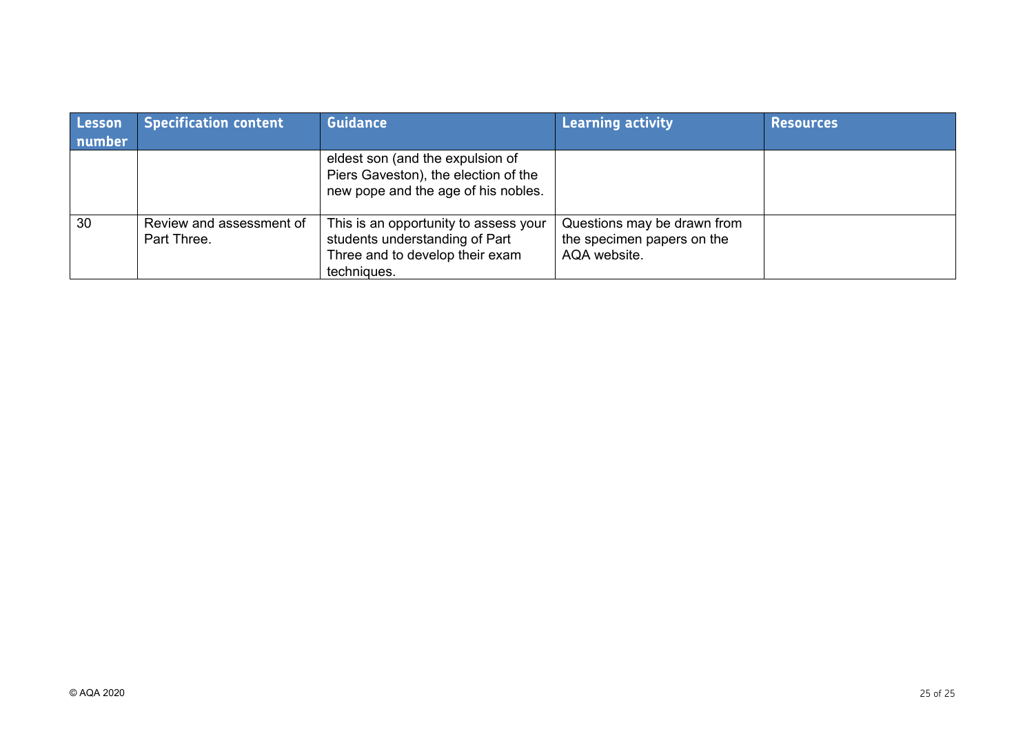| Lesson number | Specification content | Guidance | Learning activity | Resources |
| --- | --- | --- | --- | --- |
| | | eldest son (and the expulsion of Piers Gaveston), the election of the new pope and the age of his nobles. | | |
| 30 | Review and assessment of Part Three. | This is an opportunity to assess your students understanding of Part Three and to develop their exam techniques. | Questions may be drawn from the specimen papers on the AQA website. | |

© AQA 2020